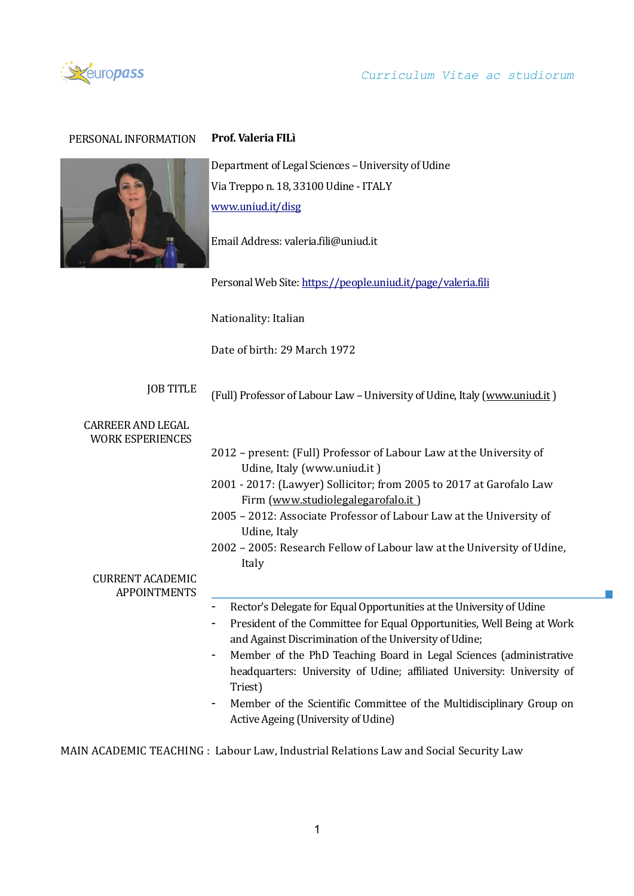europass

*Curriculum Vitae ac studiorum*

PERSONAL INFORMATION **Prof. Valeria FILì**

Department of Legal Sciences – University of Udine

Via Treppo n. 18, 33100 Udine - ITALY

[www.uniud.it/disg](www.uniud.it/disg)

Email Address: valeria.fili@uniud.it

Personal Web Site: [https://people.uniud.it/page/valeria.fili](https://people.uniud.it/page/valeria.fili)

Nationality: Italian

Date of birth: 29 March 1972

JOB TITLE

(Full) Professor of Labour Law – University of Udine, Italy (www.uniud.it )

CARREER AND LEGAL WORK ESPERIENCES

2012 – present: (Full) Professor of Labour Law at the University of Udine, Italy (www.uniud.it )

2001 - 2017: (Lawyer) Sollicitor; from 2005 to 2017 at Garofalo Law Firm (www.studiolegalegarofalo.it )

2005 – 2012: Associate Professor of Labour Law at the University of Udine, Italy

2002 – 2005: Research Fellow of Labour law at the University of Udine, Italy

CURRENT ACADEMIC APPOINTMENTS

- Rector's Delegate for Equal Opportunities at the University of Udine
- President of the Committee for Equal Opportunities, Well Being at Work and Against Discrimination of the University of Udine;
- Member of the PhD Teaching Board in Legal Sciences (administrative headquarters: University of Udine; affiliated University: University of Triest)
- Member of the Scientific Committee of the Multidisciplinary Group on Active Ageing (University of Udine)

MAIN ACADEMIC TEACHING : Labour Law, Industrial Relations Law and Social Security Law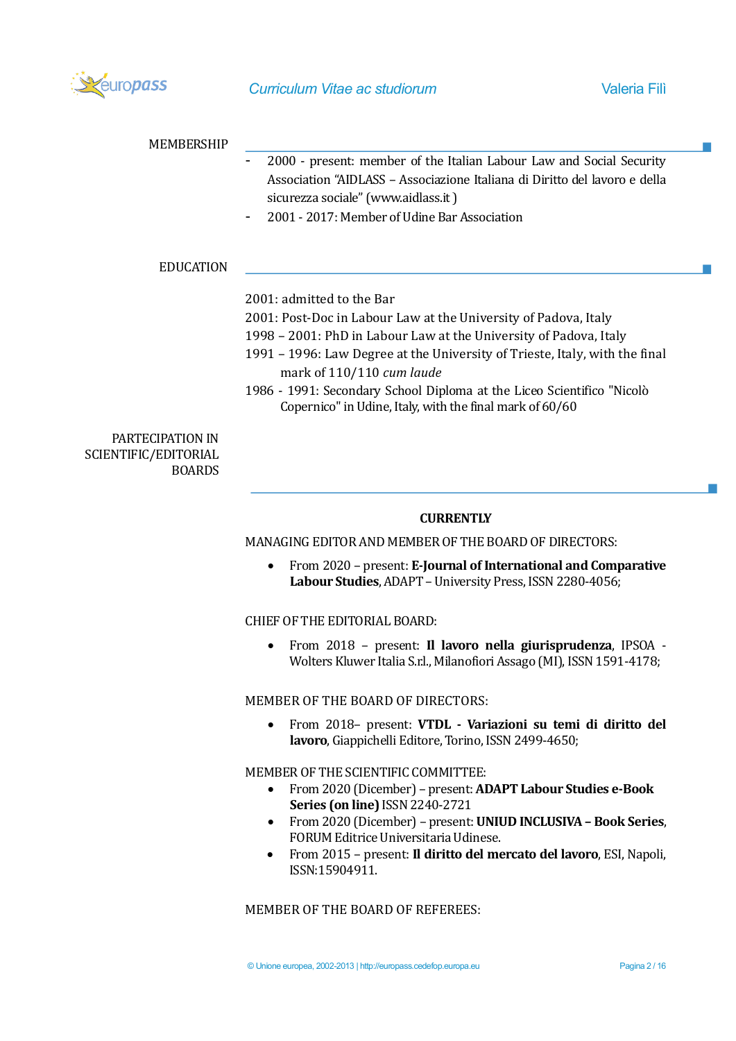## MEMBERSHIP

- 2000 - present: member of the Italian Labour Law and Social Security Association "AIDLASS – Associazione Italiana di Diritto del lavoro e della sicurezza sociale" (www.aidlass.it )
- 2001 - 2017: Member of Udine Bar Association

## EDUCATION

2001: admitted to the Bar

2001: Post-Doc in Labour Law at the University of Padova, Italy

1998 – 2001: PhD in Labour Law at the University of Padova, Italy

1991 – 1996: Law Degree at the University of Trieste, Italy, with the final mark of 110/110 *cum laude*

1986 - 1991: Secondary School Diploma at the Liceo Scientifico "Nicolò Copernico" in Udine, Italy, with the final mark of 60/60

## PARTECIPATION IN SCIENTIFIC/EDITORIAL BOARDS

**CURRENTLY**

MANAGING EDITOR AND MEMBER OF THE BOARD OF DIRECTORS:

- From 2020 – present: **E-Journal of International and Comparative Labour Studies**, ADAPT – University Press, ISSN 2280-4056;

CHIEF OF THE EDITORIAL BOARD:

- From 2018 – present: **Il lavoro nella giurisprudenza**, IPSOA - Wolters Kluwer Italia S.r.l., Milanofiori Assago (MI), ISSN 1591-4178;

MEMBER OF THE BOARD OF DIRECTORS:

- From 2018– present: **VTDL - Variazioni su temi di diritto del lavoro**, Giappichelli Editore, Torino, ISSN 2499-4650;

MEMBER OF THE SCIENTIFIC COMMITTEE:

- From 2020 (Dicember) – present: **ADAPT Labour Studies e-Book Series (on line)** ISSN 2240-2721
- From 2020 (Dicember) – present: **UNIUD INCLUSIVA – Book Series**, FORUM Editrice Universitaria Udinese.
- From 2015 – present: **Il diritto del mercato del lavoro**, ESI, Napoli, ISSN:15904911.

MEMBER OF THE BOARD OF REFEREES: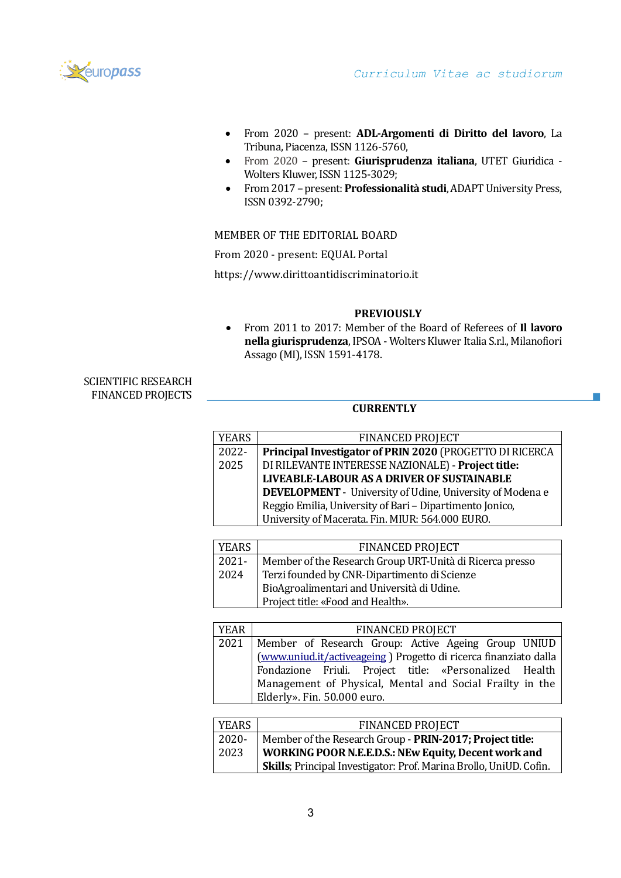- From 2020 – present: **ADL-Argomenti di Diritto del lavoro**, La Tribuna, Piacenza, ISSN 1126-5760,
- From 2020 – present: **Giurisprudenza italiana**, UTET Giuridica - Wolters Kluwer, ISSN 1125-3029;
- From 2017 – present: **Professionalità studi**, ADAPT University Press, ISSN 0392-2790;

MEMBER OF THE EDITORIAL BOARD

From 2020 - present: EQUAL Portal

https://www.dirittoantidiscriminatorio.it

**PREVIOUSLY**

- From 2011 to 2017: Member of the Board of Referees of **Il lavoro nella giurisprudenza**, IPSOA - Wolters Kluwer Italia S.r.l., Milanofiori Assago (MI), ISSN 1591-4178.

SCIENTIFIC RESEARCH FINANCED PROJECTS

**CURRENTLY**

| YEARS | FINANCED PROJECT |
|---|---|
| 2022-2025 | **Principal Investigator of PRIN 2020** (PROGETTO DI RICERCA DI RILEVANTE INTERESSE NAZIONALE) - **Project title: LIVEABLE-LABOUR AS A DRIVER OF SUSTAINABLE DEVELOPMENT** - University of Udine, University of Modena e Reggio Emilia, University of Bari – Dipartimento Jonico, University of Macerata. Fin. MIUR: 564.000 EURO. |

| YEARS | FINANCED PROJECT |
|---|---|
| 2021-2024 | Member of the Research Group URT-Unità di Ricerca presso Terzi founded by CNR-Dipartimento di Scienze BioAgroalimentari and Università di Udine. Project title: «Food and Health». |

| YEAR | FINANCED PROJECT |
|---|---|
| 2021 | Member of Research Group: Active Ageing Group UNIUD (www.uniud.it/activeageing ) Progetto di ricerca finanziato dalla Fondazione Friuli. Project title: «Personalized Health Management of Physical, Mental and Social Frailty in the Elderly». Fin. 50.000 euro. |

| YEARS | FINANCED PROJECT |
|---|---|
| 2020-2023 | Member of the Research Group - **PRIN-2017; Project title: WORKING POOR N.E.E.D.S.: NEw Equity, Decent work and Skills**; Principal Investigator: Prof. Marina Brollo, UniUD. Cofin. |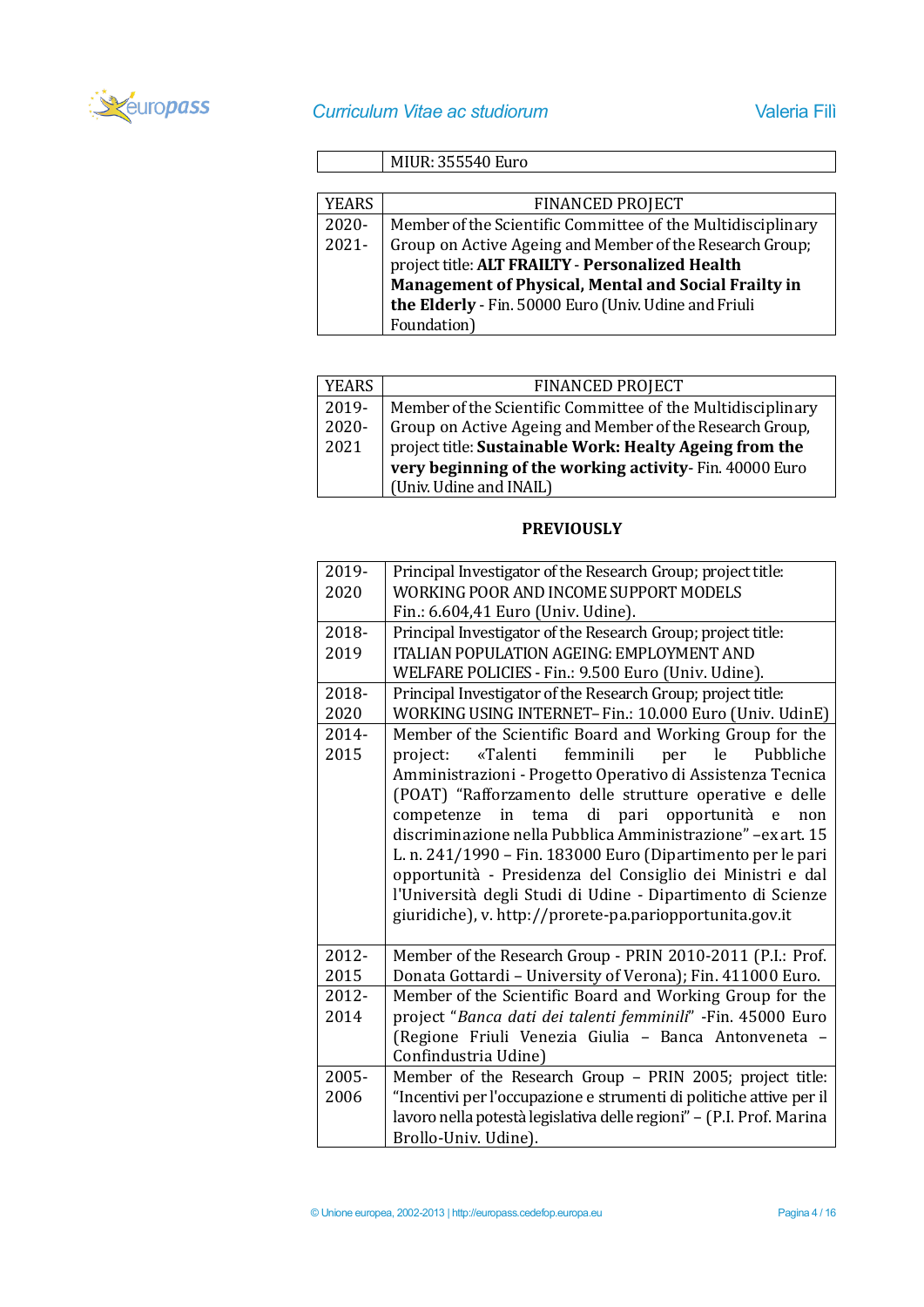| | MIUR: 355540 Euro |
|---|---|

| YEARS | FINANCED PROJECT |
|---|---|
| 2020-<br>2021- | Member of the Scientific Committee of the Multidisciplinary Group on Active Ageing and Member of the Research Group; project title: **ALT FRAILTY - Personalized Health Management of Physical, Mental and Social Frailty in the Elderly** - Fin. 50000 Euro (Univ. Udine and Friuli Foundation) |

| YEARS | FINANCED PROJECT |
|---|---|
| 2019-<br>2020-<br>2021 | Member of the Scientific Committee of the Multidisciplinary Group on Active Ageing and Member of the Research Group, project title: **Sustainable Work: Healty Ageing from the very beginning of the working activity**- Fin. 40000 Euro (Univ. Udine and INAIL) |

**PREVIOUSLY**

| | |
|---|---|
| 2019-<br>2020 | Principal Investigator of the Research Group; project title: WORKING POOR AND INCOME SUPPORT MODELS Fin.: 6.604,41 Euro (Univ. Udine). |
| 2018-<br>2019 | Principal Investigator of the Research Group; project title: ITALIAN POPULATION AGEING: EMPLOYMENT AND WELFARE POLICIES - Fin.: 9.500 Euro (Univ. Udine). |
| 2018-<br>2020 | Principal Investigator of the Research Group; project title: WORKING USING INTERNET– Fin.: 10.000 Euro (Univ. UdinE) |
| 2014-<br>2015 | Member of the Scientific Board and Working Group for the project: «Talenti femminili per le Pubbliche Amministrazioni - Progetto Operativo di Assistenza Tecnica (POAT) "Rafforzamento delle strutture operative e delle competenze in tema di pari opportunità e non discriminazione nella Pubblica Amministrazione" –ex art. 15 L. n. 241/1990 – Fin. 183000 Euro (Dipartimento per le pari opportunità - Presidenza del Consiglio dei Ministri e dal l'Università degli Studi di Udine - Dipartimento di Scienze giuridiche), v. http://prorete-pa.pariopportunita.gov.it |
| 2012-<br>2015 | Member of the Research Group - PRIN 2010-2011 (P.I.: Prof. Donata Gottardi – University of Verona); Fin. 411000 Euro. |
| 2012-<br>2014 | Member of the Scientific Board and Working Group for the project "*Banca dati dei talenti femminili*" -Fin. 45000 Euro (Regione Friuli Venezia Giulia – Banca Antonveneta – Confindustria Udine) |
| 2005-<br>2006 | Member of the Research Group – PRIN 2005; project title: "Incentivi per l'occupazione e strumenti di politiche attive per il lavoro nella potestà legislativa delle regioni" – (P.I. Prof. Marina Brollo-Univ. Udine). |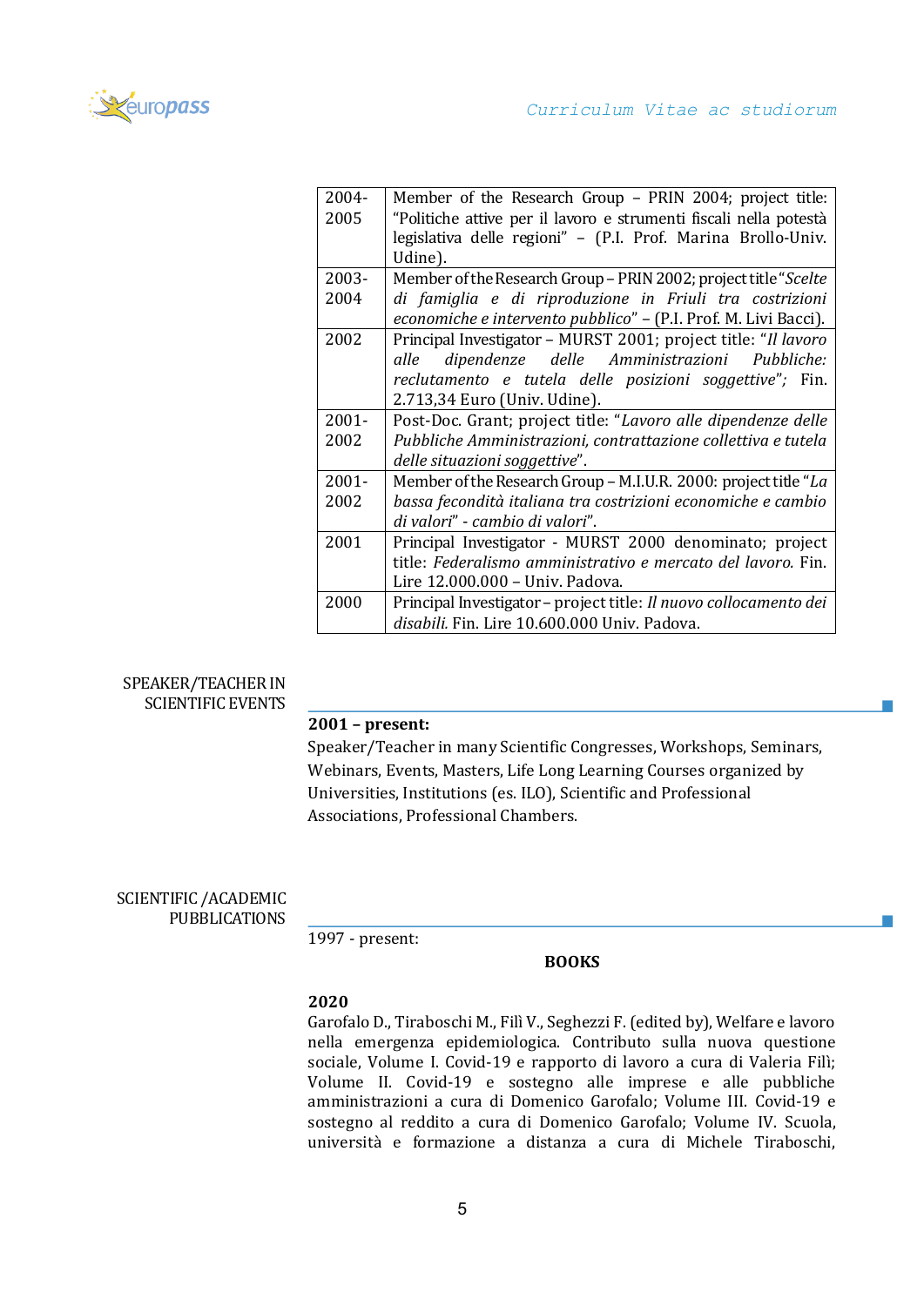| | |
|---|---|
| 2004-2005 | Member of the Research Group – PRIN 2004; project title: "Politiche attive per il lavoro e strumenti fiscali nella potestà legislativa delle regioni" – (P.I. Prof. Marina Brollo-Univ. Udine). |
| 2003-2004 | Member of the Research Group – PRIN 2002; project title "*Scelte di famiglia e di riproduzione in Friuli tra costrizioni economiche e intervento pubblico*" – (P.I. Prof. M. Livi Bacci). |
| 2002 | Principal Investigator – MURST 2001; project title: "*Il lavoro alle dipendenze delle Amministrazioni Pubbliche: reclutamento e tutela delle posizioni soggettive*"; Fin. 2.713,34 Euro (Univ. Udine). |
| 2001-2002 | Post-Doc. Grant; project title: "*Lavoro alle dipendenze delle Pubbliche Amministrazioni, contrattazione collettiva e tutela delle situazioni soggettive*". |
| 2001-2002 | Member of the Research Group – M.I.U.R. 2000: project title "*La bassa fecondità italiana tra costrizioni economiche e cambio di valori*" - *cambio di valori*". |
| 2001 | Principal Investigator - MURST 2000 denominato; project title: *Federalismo amministrativo e mercato del lavoro.* Fin. Lire 12.000.000 – Univ. Padova. |
| 2000 | Principal Investigator – project title: *Il nuovo collocamento dei disabili.* Fin. Lire 10.600.000 Univ. Padova. |

SPEAKER/TEACHER IN SCIENTIFIC EVENTS

**2001 – present:**

Speaker/Teacher in many Scientific Congresses, Workshops, Seminars, Webinars, Events, Masters, Life Long Learning Courses organized by Universities, Institutions (es. ILO), Scientific and Professional Associations, Professional Chambers.

SCIENTIFIC /ACADEMIC PUBBLICATIONS

1997 - present:

**BOOKS**

**2020**

Garofalo D., Tiraboschi M., Filì V., Seghezzi F. (edited by), Welfare e lavoro nella emergenza epidemiologica. Contributo sulla nuova questione sociale, Volume I. Covid-19 e rapporto di lavoro a cura di Valeria Filì; Volume II. Covid-19 e sostegno alle imprese e alle pubbliche amministrazioni a cura di Domenico Garofalo; Volume III. Covid-19 e sostegno al reddito a cura di Domenico Garofalo; Volume IV. Scuola, università e formazione a distanza a cura di Michele Tiraboschi,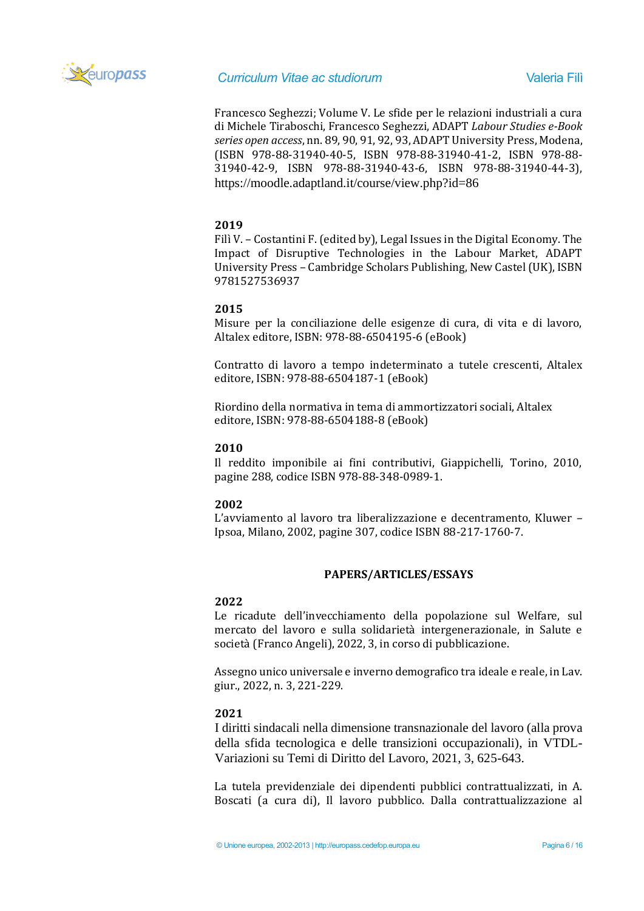Francesco Seghezzi; Volume V. Le sfide per le relazioni industriali a cura di Michele Tiraboschi, Francesco Seghezzi, ADAPT *Labour Studies e-Book series open access*, nn. 89, 90, 91, 92, 93, ADAPT University Press, Modena, (ISBN 978-88-31940-40-5, ISBN 978-88-31940-41-2, ISBN 978-88-31940-42-9, ISBN 978-88-31940-43-6, ISBN 978-88-31940-44-3), https://moodle.adaptland.it/course/view.php?id=86

**2019**
Filì V. – Costantini F. (edited by), Legal Issues in the Digital Economy. The Impact of Disruptive Technologies in the Labour Market, ADAPT University Press – Cambridge Scholars Publishing, New Castel (UK), ISBN 9781527536937

**2015**
Misure per la conciliazione delle esigenze di cura, di vita e di lavoro, Altalex editore, ISBN: 978-88-6504195-6 (eBook)

Contratto di lavoro a tempo indeterminato a tutele crescenti, Altalex editore, ISBN: 978-88-6504187-1 (eBook)

Riordino della normativa in tema di ammortizzatori sociali, Altalex editore, ISBN: 978-88-6504188-8 (eBook)

**2010**
Il reddito imponibile ai fini contributivi, Giappichelli, Torino, 2010, pagine 288, codice ISBN 978-88-348-0989-1.

**2002**
L'avviamento al lavoro tra liberalizzazione e decentramento, Kluwer – Ipsoa, Milano, 2002, pagine 307, codice ISBN 88-217-1760-7.

## PAPERS/ARTICLES/ESSAYS

**2022**
Le ricadute dell'invecchiamento della popolazione sul Welfare, sul mercato del lavoro e sulla solidarietà intergenerazionale, in Salute e società (Franco Angeli), 2022, 3, in corso di pubblicazione.

Assegno unico universale e inverno demografico tra ideale e reale, in Lav. giur., 2022, n. 3, 221-229.

**2021**
I diritti sindacali nella dimensione transnazionale del lavoro (alla prova della sfida tecnologica e delle transizioni occupazionali), in VTDL-Variazioni su Temi di Diritto del Lavoro, 2021, 3, 625-643.

La tutela previdenziale dei dipendenti pubblici contrattualizzati, in A. Boscati (a cura di), Il lavoro pubblico. Dalla contrattualizzazione al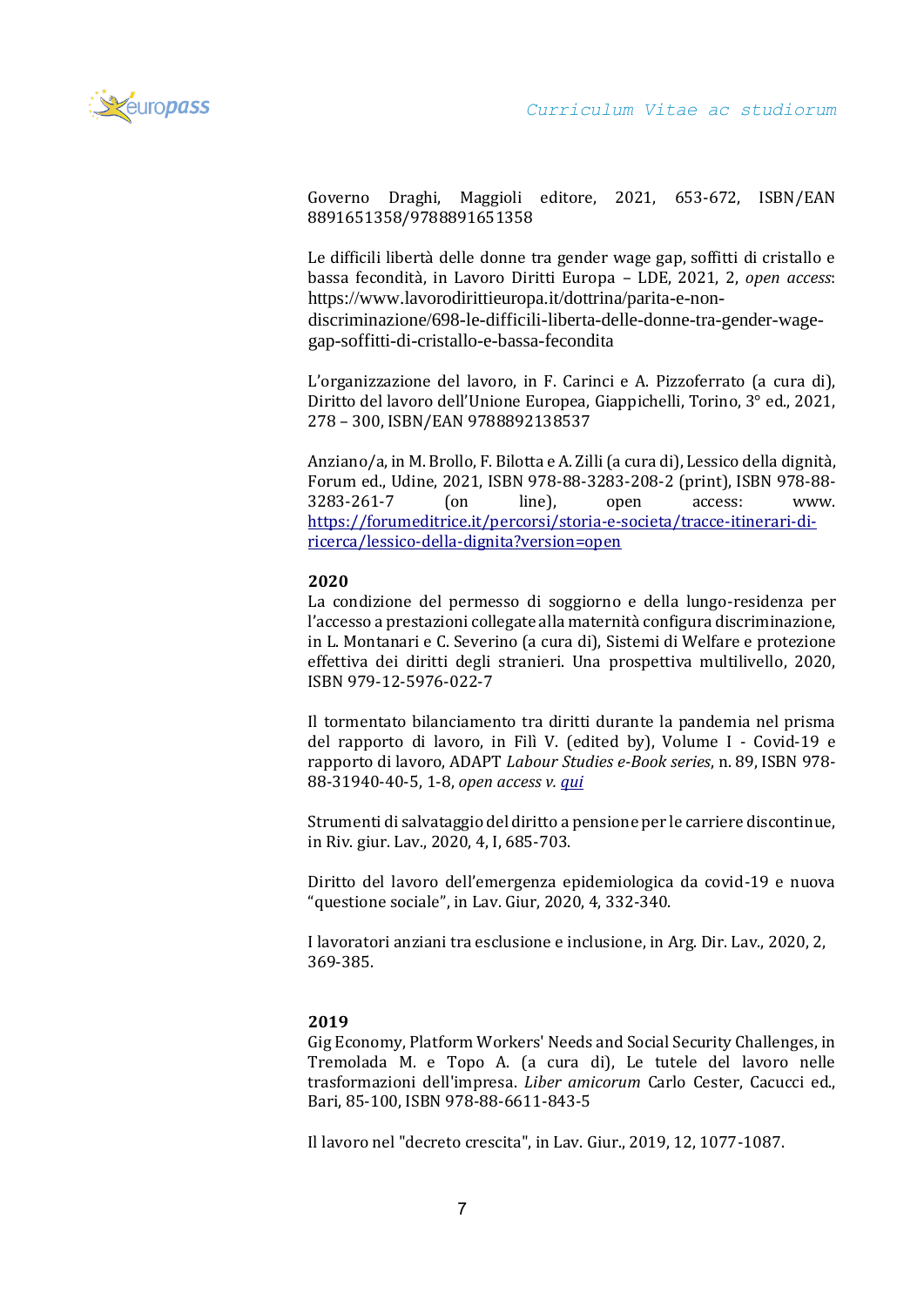Governo Draghi, Maggioli editore, 2021, 653-672, ISBN/EAN 8891651358/9788891651358

Le difficili libertà delle donne tra gender wage gap, soffitti di cristallo e bassa fecondità, in Lavoro Diritti Europa – LDE, 2021, 2, *open access*: https://www.lavorodirittieuropa.it/dottrina/parita-e-non-discriminazione/698-le-difficili-liberta-delle-donne-tra-gender-wage-gap-soffitti-di-cristallo-e-bassa-fecondita

L'organizzazione del lavoro, in F. Carinci e A. Pizzoferrato (a cura di), Diritto del lavoro dell'Unione Europea, Giappichelli, Torino, 3° ed., 2021, 278 – 300, ISBN/EAN 9788892138537

Anziano/a, in M. Brollo, F. Bilotta e A. Zilli (a cura di), Lessico della dignità, Forum ed., Udine, 2021, ISBN 978-88-3283-208-2 (print), ISBN 978-88-3283-261-7 (on line), open access: www. [https://forumeditrice.it/percorsi/storia-e-societa/tracce-itinerari-di-ricerca/lessico-della-dignita?version=open](https://forumeditrice.it/percorsi/storia-e-societa/tracce-itinerari-di-ricerca/lessico-della-dignita?version=open)

**2020**

La condizione del permesso di soggiorno e della lungo-residenza per l'accesso a prestazioni collegate alla maternità configura discriminazione, in L. Montanari e C. Severino (a cura di), Sistemi di Welfare e protezione effettiva dei diritti degli stranieri. Una prospettiva multilivello, 2020, ISBN 979-12-5976-022-7

Il tormentato bilanciamento tra diritti durante la pandemia nel prisma del rapporto di lavoro, in Filì V. (edited by), Volume I - Covid-19 e rapporto di lavoro, ADAPT *Labour Studies e-Book series*, n. 89, ISBN 978-88-31940-40-5, 1-8, *open access v. qui*

Strumenti di salvataggio del diritto a pensione per le carriere discontinue, in Riv. giur. Lav., 2020, 4, I, 685-703.

Diritto del lavoro dell'emergenza epidemiologica da covid-19 e nuova "questione sociale", in Lav. Giur, 2020, 4, 332-340.

I lavoratori anziani tra esclusione e inclusione, in Arg. Dir. Lav., 2020, 2, 369-385.

**2019**

Gig Economy, Platform Workers' Needs and Social Security Challenges, in Tremolada M. e Topo A. (a cura di), Le tutele del lavoro nelle trasformazioni dell'impresa. *Liber amicorum* Carlo Cester, Cacucci ed., Bari, 85-100, ISBN 978-88-6611-843-5

Il lavoro nel "decreto crescita", in Lav. Giur., 2019, 12, 1077-1087.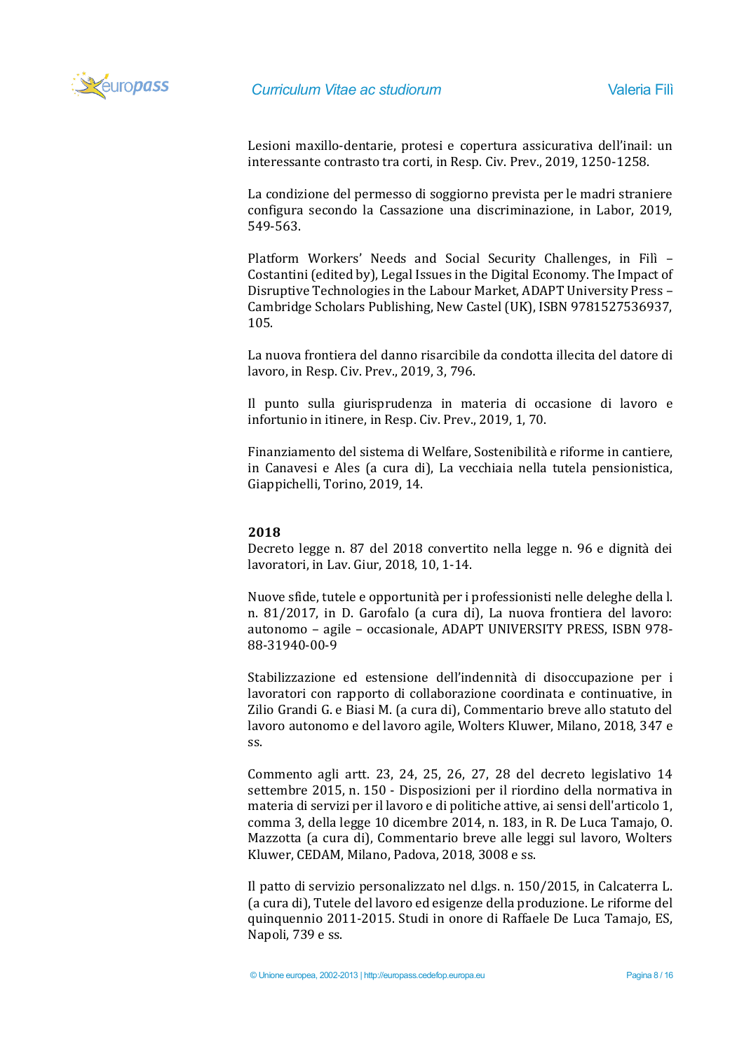Lesioni maxillo-dentarie, protesi e copertura assicurativa dell'inail: un interessante contrasto tra corti, in Resp. Civ. Prev., 2019, 1250-1258.

La condizione del permesso di soggiorno prevista per le madri straniere configura secondo la Cassazione una discriminazione, in Labor, 2019, 549-563.

Platform Workers' Needs and Social Security Challenges, in Filì – Costantini (edited by), Legal Issues in the Digital Economy. The Impact of Disruptive Technologies in the Labour Market, ADAPT University Press – Cambridge Scholars Publishing, New Castel (UK), ISBN 9781527536937, 105.

La nuova frontiera del danno risarcibile da condotta illecita del datore di lavoro, in Resp. Civ. Prev., 2019, 3, 796.

Il punto sulla giurisprudenza in materia di occasione di lavoro e infortunio in itinere, in Resp. Civ. Prev., 2019, 1, 70.

Finanziamento del sistema di Welfare, Sostenibilità e riforme in cantiere, in Canavesi e Ales (a cura di), La vecchiaia nella tutela pensionistica, Giappichelli, Torino, 2019, 14.

**2018**

Decreto legge n. 87 del 2018 convertito nella legge n. 96 e dignità dei lavoratori, in Lav. Giur, 2018, 10, 1-14.

Nuove sfide, tutele e opportunità per i professionisti nelle deleghe della l. n. 81/2017, in D. Garofalo (a cura di), La nuova frontiera del lavoro: autonomo – agile – occasionale, ADAPT UNIVERSITY PRESS, ISBN 978-88-31940-00-9

Stabilizzazione ed estensione dell'indennità di disoccupazione per i lavoratori con rapporto di collaborazione coordinata e continuative, in Zilio Grandi G. e Biasi M. (a cura di), Commentario breve allo statuto del lavoro autonomo e del lavoro agile, Wolters Kluwer, Milano, 2018, 347 e ss.

Commento agli artt. 23, 24, 25, 26, 27, 28 del decreto legislativo 14 settembre 2015, n. 150 - Disposizioni per il riordino della normativa in materia di servizi per il lavoro e di politiche attive, ai sensi dell'articolo 1, comma 3, della legge 10 dicembre 2014, n. 183, in R. De Luca Tamajo, O. Mazzotta (a cura di), Commentario breve alle leggi sul lavoro, Wolters Kluwer, CEDAM, Milano, Padova, 2018, 3008 e ss.

Il patto di servizio personalizzato nel d.lgs. n. 150/2015, in Calcaterra L. (a cura di), Tutele del lavoro ed esigenze della produzione. Le riforme del quinquennio 2011-2015. Studi in onore di Raffaele De Luca Tamajo, ES, Napoli, 739 e ss.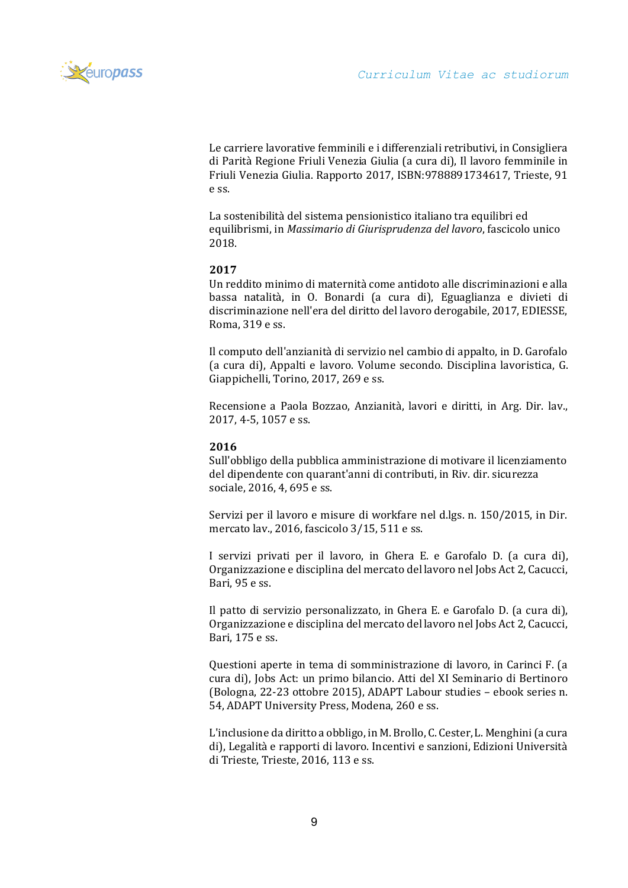Le carriere lavorative femminili e i differenziali retributivi, in Consigliera di Parità Regione Friuli Venezia Giulia (a cura di), Il lavoro femminile in Friuli Venezia Giulia. Rapporto 2017, ISBN:9788891734617, Trieste, 91 e ss.

La sostenibilità del sistema pensionistico italiano tra equilibri ed equilibrismi, in *Massimario di Giurisprudenza del lavoro*, fascicolo unico 2018.

**2017**

Un reddito minimo di maternità come antidoto alle discriminazioni e alla bassa natalità, in O. Bonardi (a cura di), Eguaglianza e divieti di discriminazione nell'era del diritto del lavoro derogabile, 2017, EDIESSE, Roma, 319 e ss.

Il computo dell'anzianità di servizio nel cambio di appalto, in D. Garofalo (a cura di), Appalti e lavoro. Volume secondo. Disciplina lavoristica, G. Giappichelli, Torino, 2017, 269 e ss.

Recensione a Paola Bozzao, Anzianità, lavori e diritti, in Arg. Dir. lav., 2017, 4-5, 1057 e ss.

**2016**

Sull'obbligo della pubblica amministrazione di motivare il licenziamento del dipendente con quarant'anni di contributi, in Riv. dir. sicurezza sociale, 2016, 4, 695 e ss.

Servizi per il lavoro e misure di workfare nel d.lgs. n. 150/2015, in Dir. mercato lav., 2016, fascicolo 3/15, 511 e ss.

I servizi privati per il lavoro, in Ghera E. e Garofalo D. (a cura di), Organizzazione e disciplina del mercato del lavoro nel Jobs Act 2, Cacucci, Bari, 95 e ss.

Il patto di servizio personalizzato, in Ghera E. e Garofalo D. (a cura di), Organizzazione e disciplina del mercato del lavoro nel Jobs Act 2, Cacucci, Bari, 175 e ss.

Questioni aperte in tema di somministrazione di lavoro, in Carinci F. (a cura di), Jobs Act: un primo bilancio. Atti del XI Seminario di Bertinoro (Bologna, 22-23 ottobre 2015), ADAPT Labour studies – ebook series n. 54, ADAPT University Press, Modena, 260 e ss.

L'inclusione da diritto a obbligo, in M. Brollo, C. Cester, L. Menghini (a cura di), Legalità e rapporti di lavoro. Incentivi e sanzioni, Edizioni Università di Trieste, Trieste, 2016, 113 e ss.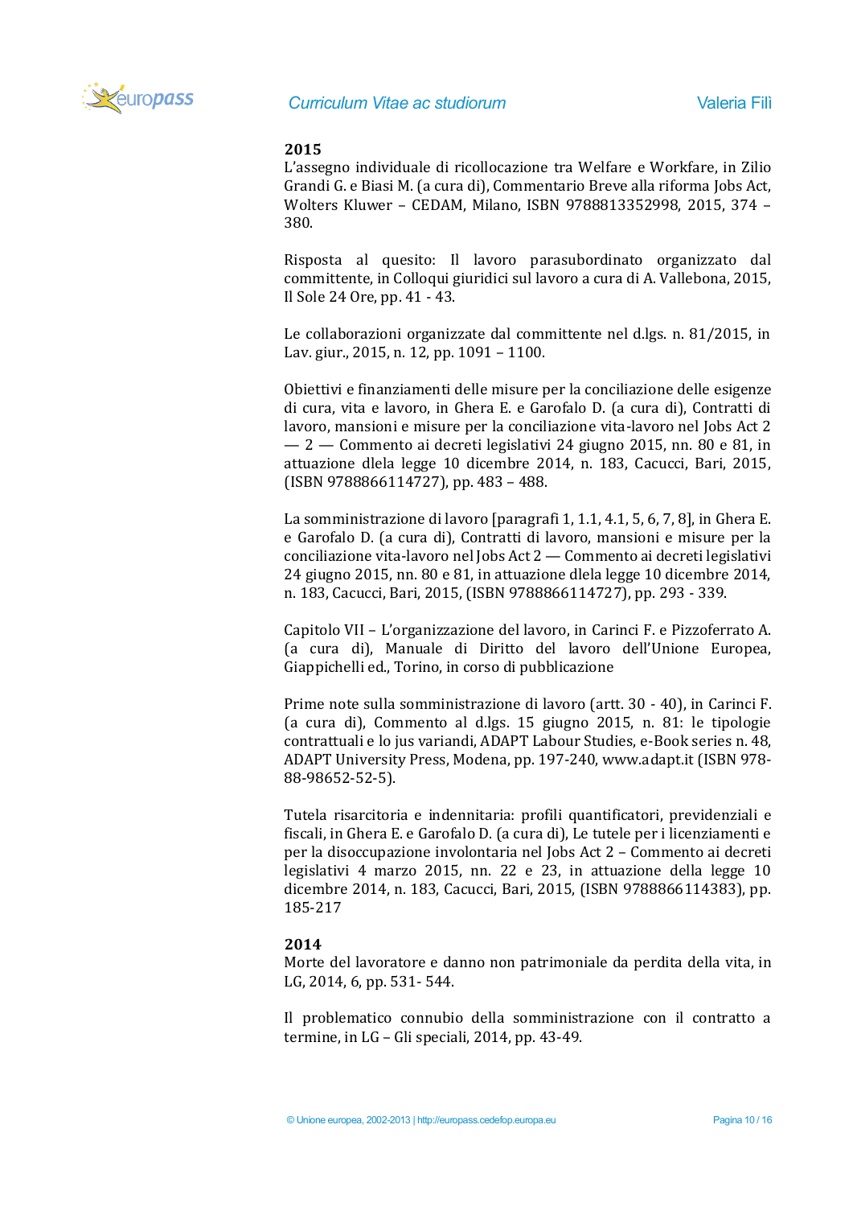**2015**

L'assegno individuale di ricollocazione tra Welfare e Workfare, in Zilio Grandi G. e Biasi M. (a cura di), Commentario Breve alla riforma Jobs Act, Wolters Kluwer – CEDAM, Milano, ISBN 9788813352998, 2015, 374 – 380.

Risposta al quesito: Il lavoro parasubordinato organizzato dal committente, in Colloqui giuridici sul lavoro a cura di A. Vallebona, 2015, Il Sole 24 Ore, pp. 41 - 43.

Le collaborazioni organizzate dal committente nel d.lgs. n. 81/2015, in Lav. giur., 2015, n. 12, pp. 1091 – 1100.

Obiettivi e finanziamenti delle misure per la conciliazione delle esigenze di cura, vita e lavoro, in Ghera E. e Garofalo D. (a cura di), Contratti di lavoro, mansioni e misure per la conciliazione vita-lavoro nel Jobs Act 2 — 2 — Commento ai decreti legislativi 24 giugno 2015, nn. 80 e 81, in attuazione dlela legge 10 dicembre 2014, n. 183, Cacucci, Bari, 2015, (ISBN 9788866114727), pp. 483 – 488.

La somministrazione di lavoro [paragrafi 1, 1.1, 4.1, 5, 6, 7, 8], in Ghera E. e Garofalo D. (a cura di), Contratti di lavoro, mansioni e misure per la conciliazione vita-lavoro nel Jobs Act 2 — Commento ai decreti legislativi 24 giugno 2015, nn. 80 e 81, in attuazione dlela legge 10 dicembre 2014, n. 183, Cacucci, Bari, 2015, (ISBN 9788866114727), pp. 293 - 339.

Capitolo VII – L'organizzazione del lavoro, in Carinci F. e Pizzoferrato A. (a cura di), Manuale di Diritto del lavoro dell'Unione Europea, Giappichelli ed., Torino, in corso di pubblicazione

Prime note sulla somministrazione di lavoro (artt. 30 - 40), in Carinci F. (a cura di), Commento al d.lgs. 15 giugno 2015, n. 81: le tipologie contrattuali e lo jus variandi, ADAPT Labour Studies, e-Book series n. 48, ADAPT University Press, Modena, pp. 197-240, www.adapt.it (ISBN 978-88-98652-52-5).

Tutela risarcitoria e indennitaria: profili quantificatori, previdenziali e fiscali, in Ghera E. e Garofalo D. (a cura di), Le tutele per i licenziamenti e per la disoccupazione involontaria nel Jobs Act 2 – Commento ai decreti legislativi 4 marzo 2015, nn. 22 e 23, in attuazione della legge 10 dicembre 2014, n. 183, Cacucci, Bari, 2015, (ISBN 9788866114383), pp. 185-217

**2014**

Morte del lavoratore e danno non patrimoniale da perdita della vita, in LG, 2014, 6, pp. 531- 544.

Il problematico connubio della somministrazione con il contratto a termine, in LG – Gli speciali, 2014, pp. 43-49.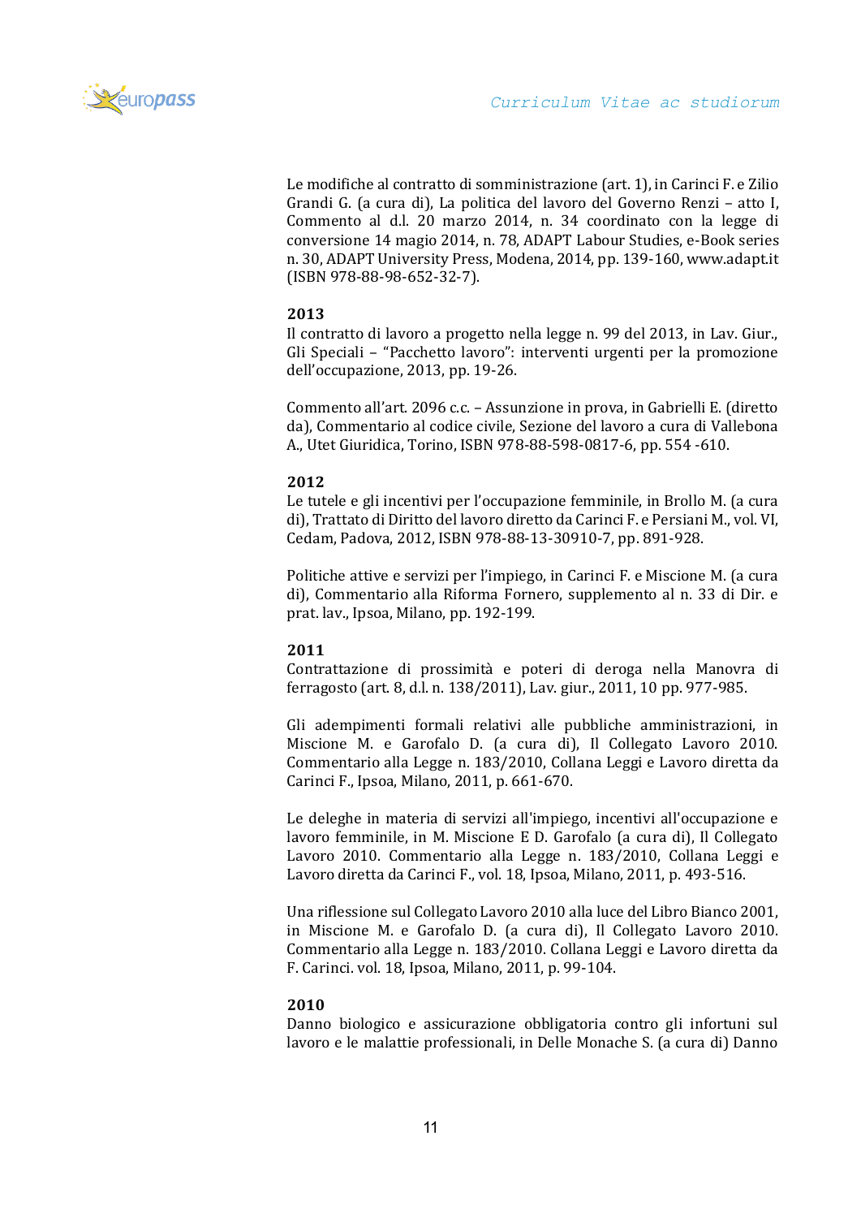Le modifiche al contratto di somministrazione (art. 1), in Carinci F. e Zilio Grandi G. (a cura di), La politica del lavoro del Governo Renzi – atto I, Commento al d.l. 20 marzo 2014, n. 34 coordinato con la legge di conversione 14 maggio 2014, n. 78, ADAPT Labour Studies, e-Book series n. 30, ADAPT University Press, Modena, 2014, pp. 139-160, www.adapt.it (ISBN 978-88-98-652-32-7).

**2013**

Il contratto di lavoro a progetto nella legge n. 99 del 2013, in Lav. Giur., Gli Speciali – "Pacchetto lavoro": interventi urgenti per la promozione dell'occupazione, 2013, pp. 19-26.

Commento all'art. 2096 c.c. – Assunzione in prova, in Gabrielli E. (diretto da), Commentario al codice civile, Sezione del lavoro a cura di Vallebona A., Utet Giuridica, Torino, ISBN 978-88-598-0817-6, pp. 554 -610.

**2012**

Le tutele e gli incentivi per l'occupazione femminile, in Brollo M. (a cura di), Trattato di Diritto del lavoro diretto da Carinci F. e Persiani M., vol. VI, Cedam, Padova, 2012, ISBN 978-88-13-30910-7, pp. 891-928.

Politiche attive e servizi per l'impiego, in Carinci F. e Miscione M. (a cura di), Commentario alla Riforma Fornero, supplemento al n. 33 di Dir. e prat. lav., Ipsoa, Milano, pp. 192-199.

**2011**

Contrattazione di prossimità e poteri di deroga nella Manovra di ferragosto (art. 8, d.l. n. 138/2011), Lav. giur., 2011, 10 pp. 977-985.

Gli adempimenti formali relativi alle pubbliche amministrazioni, in Miscione M. e Garofalo D. (a cura di), Il Collegato Lavoro 2010. Commentario alla Legge n. 183/2010, Collana Leggi e Lavoro diretta da Carinci F., Ipsoa, Milano, 2011, p. 661-670.

Le deleghe in materia di servizi all'impiego, incentivi all'occupazione e lavoro femminile, in M. Miscione E D. Garofalo (a cura di), Il Collegato Lavoro 2010. Commentario alla Legge n. 183/2010, Collana Leggi e Lavoro diretta da Carinci F., vol. 18, Ipsoa, Milano, 2011, p. 493-516.

Una riflessione sul Collegato Lavoro 2010 alla luce del Libro Bianco 2001, in Miscione M. e Garofalo D. (a cura di), Il Collegato Lavoro 2010. Commentario alla Legge n. 183/2010. Collana Leggi e Lavoro diretta da F. Carinci. vol. 18, Ipsoa, Milano, 2011, p. 99-104.

**2010**

Danno biologico e assicurazione obbligatoria contro gli infortuni sul lavoro e le malattie professionali, in Delle Monache S. (a cura di) Danno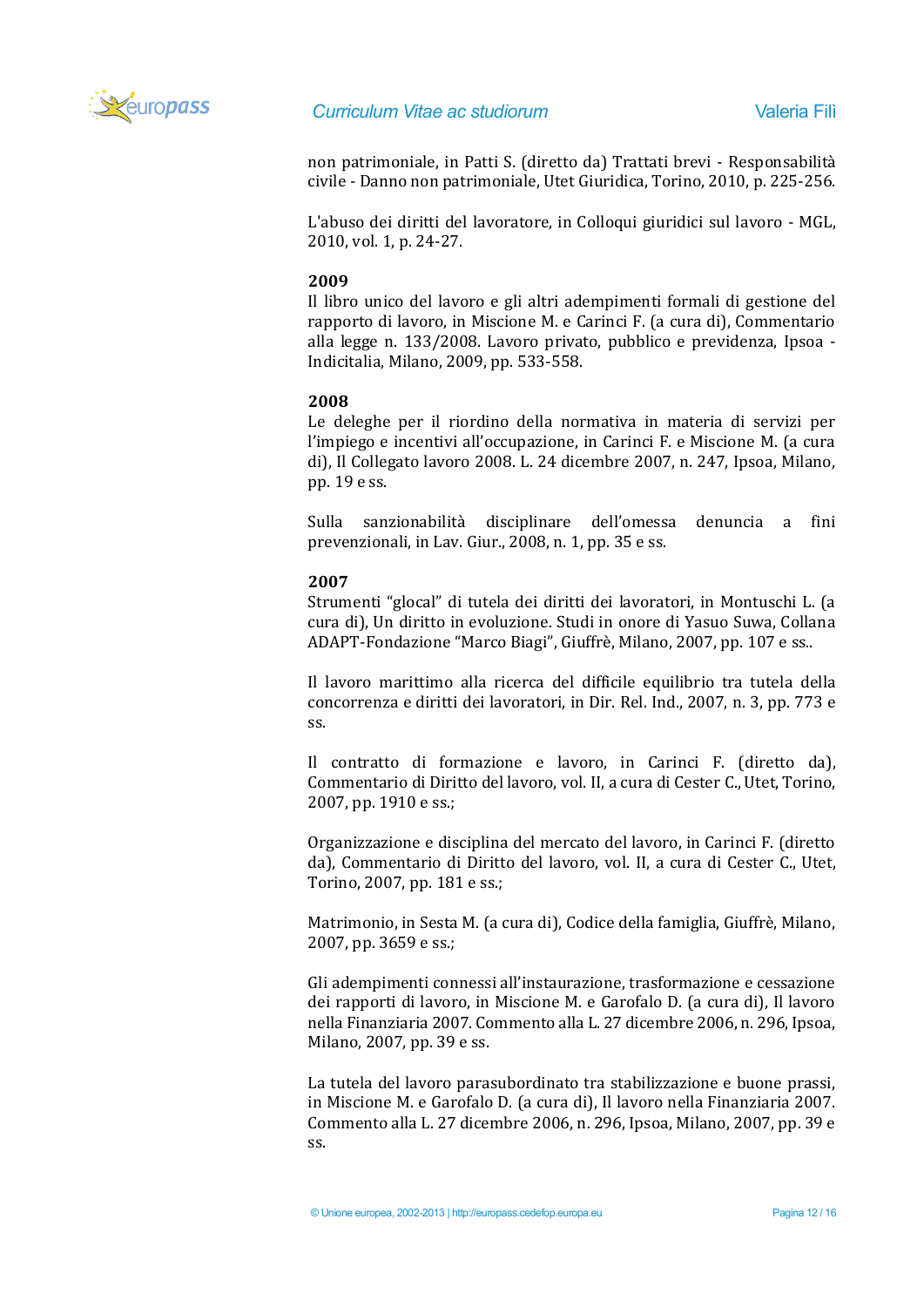non patrimoniale, in Patti S. (diretto da) Trattati brevi - Responsabilità civile - Danno non patrimoniale, Utet Giuridica, Torino, 2010, p. 225-256.

L'abuso dei diritti del lavoratore, in Colloqui giuridici sul lavoro - MGL, 2010, vol. 1, p. 24-27.

**2009**

Il libro unico del lavoro e gli altri adempimenti formali di gestione del rapporto di lavoro, in Miscione M. e Carinci F. (a cura di), Commentario alla legge n. 133/2008. Lavoro privato, pubblico e previdenza, Ipsoa - Indicitalia, Milano, 2009, pp. 533-558.

**2008**

Le deleghe per il riordino della normativa in materia di servizi per l'impiego e incentivi all'occupazione, in Carinci F. e Miscione M. (a cura di), Il Collegato lavoro 2008. L. 24 dicembre 2007, n. 247, Ipsoa, Milano, pp. 19 e ss.

Sulla sanzionabilità disciplinare dell'omessa denuncia a fini prevenzionali, in Lav. Giur., 2008, n. 1, pp. 35 e ss.

**2007**

Strumenti "glocal" di tutela dei diritti dei lavoratori, in Montuschi L. (a cura di), Un diritto in evoluzione. Studi in onore di Yasuo Suwa, Collana ADAPT-Fondazione "Marco Biagi", Giuffrè, Milano, 2007, pp. 107 e ss..

Il lavoro marittimo alla ricerca del difficile equilibrio tra tutela della concorrenza e diritti dei lavoratori, in Dir. Rel. Ind., 2007, n. 3, pp. 773 e ss.

Il contratto di formazione e lavoro, in Carinci F. (diretto da), Commentario di Diritto del lavoro, vol. II, a cura di Cester C., Utet, Torino, 2007, pp. 1910 e ss.;

Organizzazione e disciplina del mercato del lavoro, in Carinci F. (diretto da), Commentario di Diritto del lavoro, vol. II, a cura di Cester C., Utet, Torino, 2007, pp. 181 e ss.;

Matrimonio, in Sesta M. (a cura di), Codice della famiglia, Giuffrè, Milano, 2007, pp. 3659 e ss.;

Gli adempimenti connessi all'instaurazione, trasformazione e cessazione dei rapporti di lavoro, in Miscione M. e Garofalo D. (a cura di), Il lavoro nella Finanziaria 2007. Commento alla L. 27 dicembre 2006, n. 296, Ipsoa, Milano, 2007, pp. 39 e ss.

La tutela del lavoro parasubordinato tra stabilizzazione e buone prassi, in Miscione M. e Garofalo D. (a cura di), Il lavoro nella Finanziaria 2007. Commento alla L. 27 dicembre 2006, n. 296, Ipsoa, Milano, 2007, pp. 39 e ss.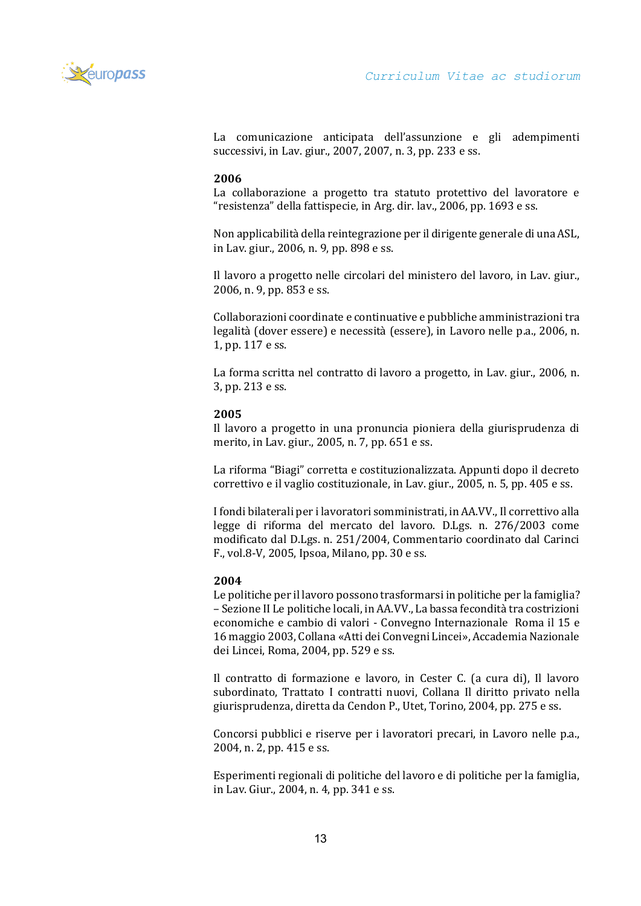La comunicazione anticipata dell'assunzione e gli adempimenti successivi, in Lav. giur., 2007, 2007, n. 3, pp. 233 e ss.

**2006**

La collaborazione a progetto tra statuto protettivo del lavoratore e "resistenza" della fattispecie, in Arg. dir. lav., 2006, pp. 1693 e ss.

Non applicabilità della reintegrazione per il dirigente generale di una ASL, in Lav. giur., 2006, n. 9, pp. 898 e ss.

Il lavoro a progetto nelle circolari del ministero del lavoro, in Lav. giur., 2006, n. 9, pp. 853 e ss.

Collaborazioni coordinate e continuative e pubbliche amministrazioni tra legalità (dover essere) e necessità (essere), in Lavoro nelle p.a., 2006, n. 1, pp. 117 e ss.

La forma scritta nel contratto di lavoro a progetto, in Lav. giur., 2006, n. 3, pp. 213 e ss.

**2005**

Il lavoro a progetto in una pronuncia pioniera della giurisprudenza di merito, in Lav. giur., 2005, n. 7, pp. 651 e ss.

La riforma "Biagi" corretta e costituzionalizzata. Appunti dopo il decreto correttivo e il vaglio costituzionale, in Lav. giur., 2005, n. 5, pp. 405 e ss.

I fondi bilaterali per i lavoratori somministrati, in AA.VV., Il correttivo alla legge di riforma del mercato del lavoro. D.Lgs. n. 276/2003 come modificato dal D.Lgs. n. 251/2004, Commentario coordinato dal Carinci F., vol.8-V, 2005, Ipsoa, Milano, pp. 30 e ss.

**2004**

Le politiche per il lavoro possono trasformarsi in politiche per la famiglia? – Sezione II Le politiche locali, in AA.VV., La bassa fecondità tra costrizioni economiche e cambio di valori - Convegno Internazionale Roma il 15 e 16 maggio 2003, Collana «Atti dei Convegni Lincei», Accademia Nazionale dei Lincei, Roma, 2004, pp. 529 e ss.

Il contratto di formazione e lavoro, in Cester C. (a cura di), Il lavoro subordinato, Trattato I contratti nuovi, Collana Il diritto privato nella giurisprudenza, diretta da Cendon P., Utet, Torino, 2004, pp. 275 e ss.

Concorsi pubblici e riserve per i lavoratori precari, in Lavoro nelle p.a., 2004, n. 2, pp. 415 e ss.

Esperimenti regionali di politiche del lavoro e di politiche per la famiglia, in Lav. Giur., 2004, n. 4, pp. 341 e ss.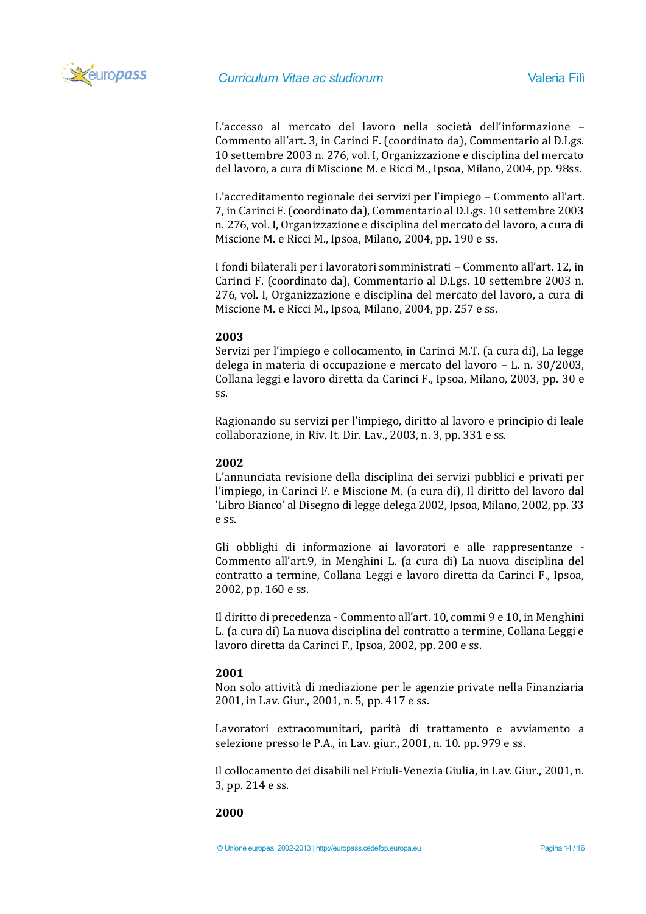L'accesso al mercato del lavoro nella società dell'informazione – Commento all'art. 3, in Carinci F. (coordinato da), Commentario al D.Lgs. 10 settembre 2003 n. 276, vol. I, Organizzazione e disciplina del mercato del lavoro, a cura di Miscione M. e Ricci M., Ipsoa, Milano, 2004, pp. 98ss.

L'accreditamento regionale dei servizi per l'impiego – Commento all'art. 7, in Carinci F. (coordinato da), Commentario al D.Lgs. 10 settembre 2003 n. 276, vol. I, Organizzazione e disciplina del mercato del lavoro, a cura di Miscione M. e Ricci M., Ipsoa, Milano, 2004, pp. 190 e ss.

I fondi bilaterali per i lavoratori somministrati – Commento all'art. 12, in Carinci F. (coordinato da), Commentario al D.Lgs. 10 settembre 2003 n. 276, vol. I, Organizzazione e disciplina del mercato del lavoro, a cura di Miscione M. e Ricci M., Ipsoa, Milano, 2004, pp. 257 e ss.

**2003**

Servizi per l'impiego e collocamento, in Carinci M.T. (a cura di), La legge delega in materia di occupazione e mercato del lavoro – L. n. 30/2003, Collana leggi e lavoro diretta da Carinci F., Ipsoa, Milano, 2003, pp. 30 e ss.

Ragionando su servizi per l'impiego, diritto al lavoro e principio di leale collaborazione, in Riv. It. Dir. Lav., 2003, n. 3, pp. 331 e ss.

**2002**

L'annunciata revisione della disciplina dei servizi pubblici e privati per l'impiego, in Carinci F. e Miscione M. (a cura di), Il diritto del lavoro dal 'Libro Bianco' al Disegno di legge delega 2002, Ipsoa, Milano, 2002, pp. 33 e ss.

Gli obblighi di informazione ai lavoratori e alle rappresentanze - Commento all'art.9, in Menghini L. (a cura di) La nuova disciplina del contratto a termine, Collana Leggi e lavoro diretta da Carinci F., Ipsoa, 2002, pp. 160 e ss.

Il diritto di precedenza - Commento all'art. 10, commi 9 e 10, in Menghini L. (a cura di) La nuova disciplina del contratto a termine, Collana Leggi e lavoro diretta da Carinci F., Ipsoa, 2002, pp. 200 e ss.

**2001**

Non solo attività di mediazione per le agenzie private nella Finanziaria 2001, in Lav. Giur., 2001, n. 5, pp. 417 e ss.

Lavoratori extracomunitari, parità di trattamento e avviamento a selezione presso le P.A., in Lav. giur., 2001, n. 10. pp. 979 e ss.

Il collocamento dei disabili nel Friuli-Venezia Giulia, in Lav. Giur., 2001, n. 3, pp. 214 e ss.

**2000**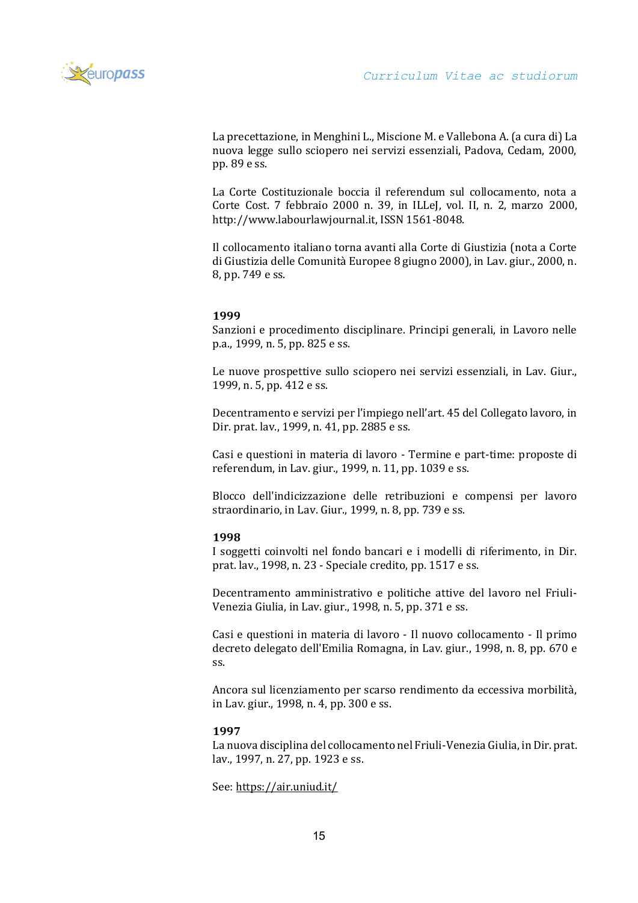La precettazione, in Menghini L., Miscione M. e Vallebona A. (a cura di) La nuova legge sullo sciopero nei servizi essenziali, Padova, Cedam, 2000, pp. 89 e ss.

La Corte Costituzionale boccia il referendum sul collocamento, nota a Corte Cost. 7 febbraio 2000 n. 39, in ILLeJ, vol. II, n. 2, marzo 2000, http://www.labourlawjournal.it, ISSN 1561-8048.

Il collocamento italiano torna avanti alla Corte di Giustizia (nota a Corte di Giustizia delle Comunità Europee 8 giugno 2000), in Lav. giur., 2000, n. 8, pp. 749 e ss.

**1999**

Sanzioni e procedimento disciplinare. Principi generali, in Lavoro nelle p.a., 1999, n. 5, pp. 825 e ss.

Le nuove prospettive sullo sciopero nei servizi essenziali, in Lav. Giur., 1999, n. 5, pp. 412 e ss.

Decentramento e servizi per l'impiego nell'art. 45 del Collegato lavoro, in Dir. prat. lav., 1999, n. 41, pp. 2885 e ss.

Casi e questioni in materia di lavoro - Termine e part-time: proposte di referendum, in Lav. giur., 1999, n. 11, pp. 1039 e ss.

Blocco dell'indicizzazione delle retribuzioni e compensi per lavoro straordinario, in Lav. Giur., 1999, n. 8, pp. 739 e ss.

**1998**

I soggetti coinvolti nel fondo bancari e i modelli di riferimento, in Dir. prat. lav., 1998, n. 23 - Speciale credito, pp. 1517 e ss.

Decentramento amministrativo e politiche attive del lavoro nel Friuli-Venezia Giulia, in Lav. giur., 1998, n. 5, pp. 371 e ss.

Casi e questioni in materia di lavoro - Il nuovo collocamento - Il primo decreto delegato dell'Emilia Romagna, in Lav. giur., 1998, n. 8, pp. 670 e ss.

Ancora sul licenziamento per scarso rendimento da eccessiva morbilità, in Lav. giur., 1998, n. 4, pp. 300 e ss.

**1997**

La nuova disciplina del collocamento nel Friuli-Venezia Giulia, in Dir. prat. lav., 1997, n. 27, pp. 1923 e ss.

See: https://air.uniud.it/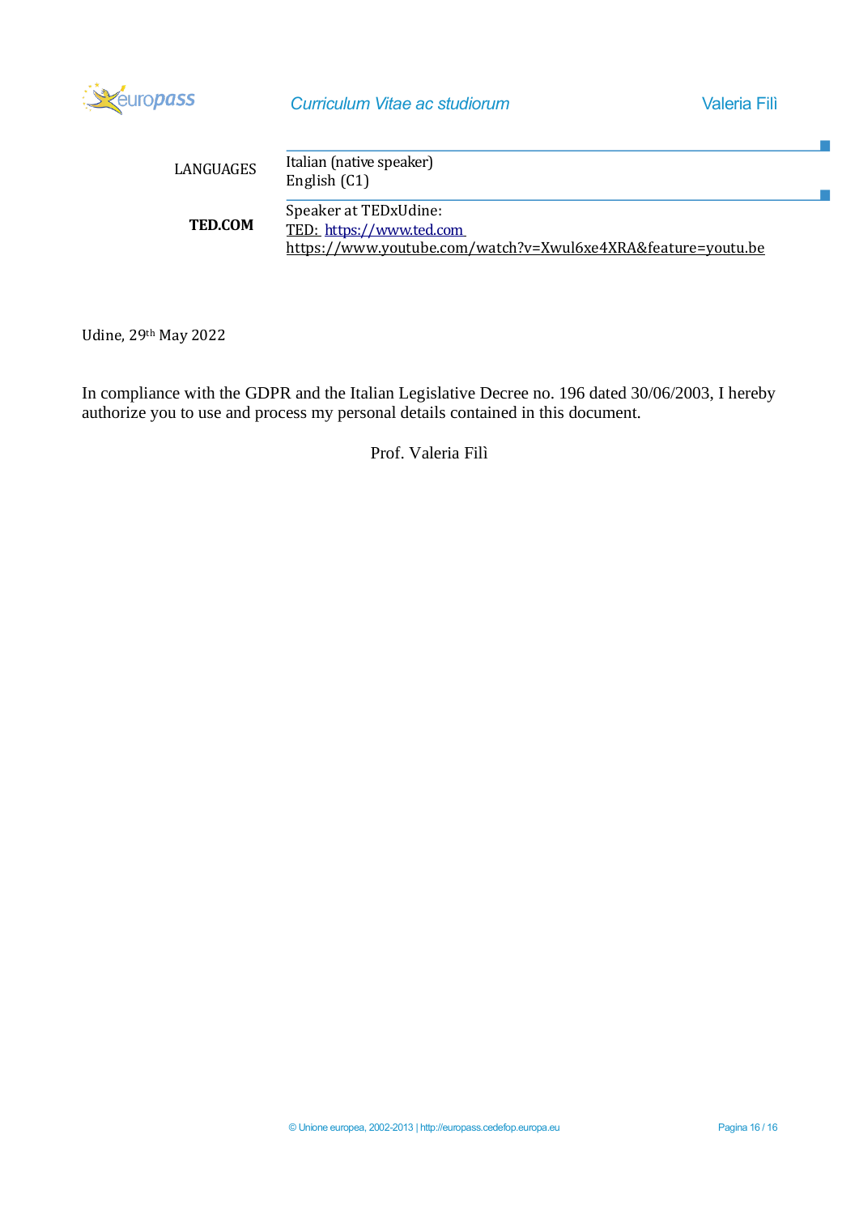| | |
|---|---|
| LANGUAGES | Italian (native speaker)<br>English (C1) |
| **TED.COM** | Speaker at TEDxUdine:<br>TED: https://www.ted.com<br>https://www.youtube.com/watch?v=Xwul6xe4XRA&feature=youtu.be |

Udine, 29th May 2022

In compliance with the GDPR and the Italian Legislative Decree no. 196 dated 30/06/2003, I hereby authorize you to use and process my personal details contained in this document.

Prof. Valeria Filì